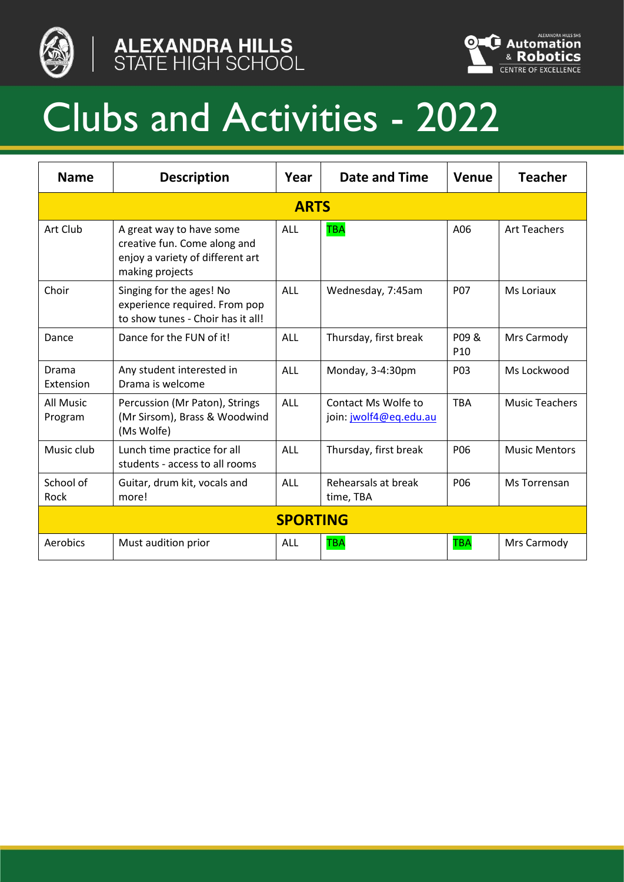ALEXANDRA HILLS STATE HIGH SCHOOL

ALEXANDRA HILLS SHS Automation & Robotics CENTRE OF EXCELLENCE

# Clubs and Activities - 2022

| Name | Description | Year | Date and Time | Venue | Teacher |
|---|---|---|---|---|---|
| **ARTS** | | | | | |
| Art Club | A great way to have some creative fun. Come along and enjoy a variety of different art making projects | ALL | TBA | A06 | Art Teachers |
| Choir | Singing for the ages! No experience required. From pop to show tunes - Choir has it all! | ALL | Wednesday, 7:45am | P07 | Ms Loriaux |
| Dance | Dance for the FUN of it! | ALL | Thursday, first break | P09 & P10 | Mrs Carmody |
| Drama Extension | Any student interested in Drama is welcome | ALL | Monday, 3-4:30pm | P03 | Ms Lockwood |
| All Music Program | Percussion (Mr Paton), Strings (Mr Sirsom), Brass & Woodwind (Ms Wolfe) | ALL | Contact Ms Wolfe to join: jwolf4@eq.edu.au | TBA | Music Teachers |
| Music club | Lunch time practice for all students - access to all rooms | ALL | Thursday, first break | P06 | Music Mentors |
| School of Rock | Guitar, drum kit, vocals and more! | ALL | Rehearsals at break time, TBA | P06 | Ms Torrensan |
| **SPORTING** | | | | | |
| Aerobics | Must audition prior | ALL | TBA | TBA | Mrs Carmody |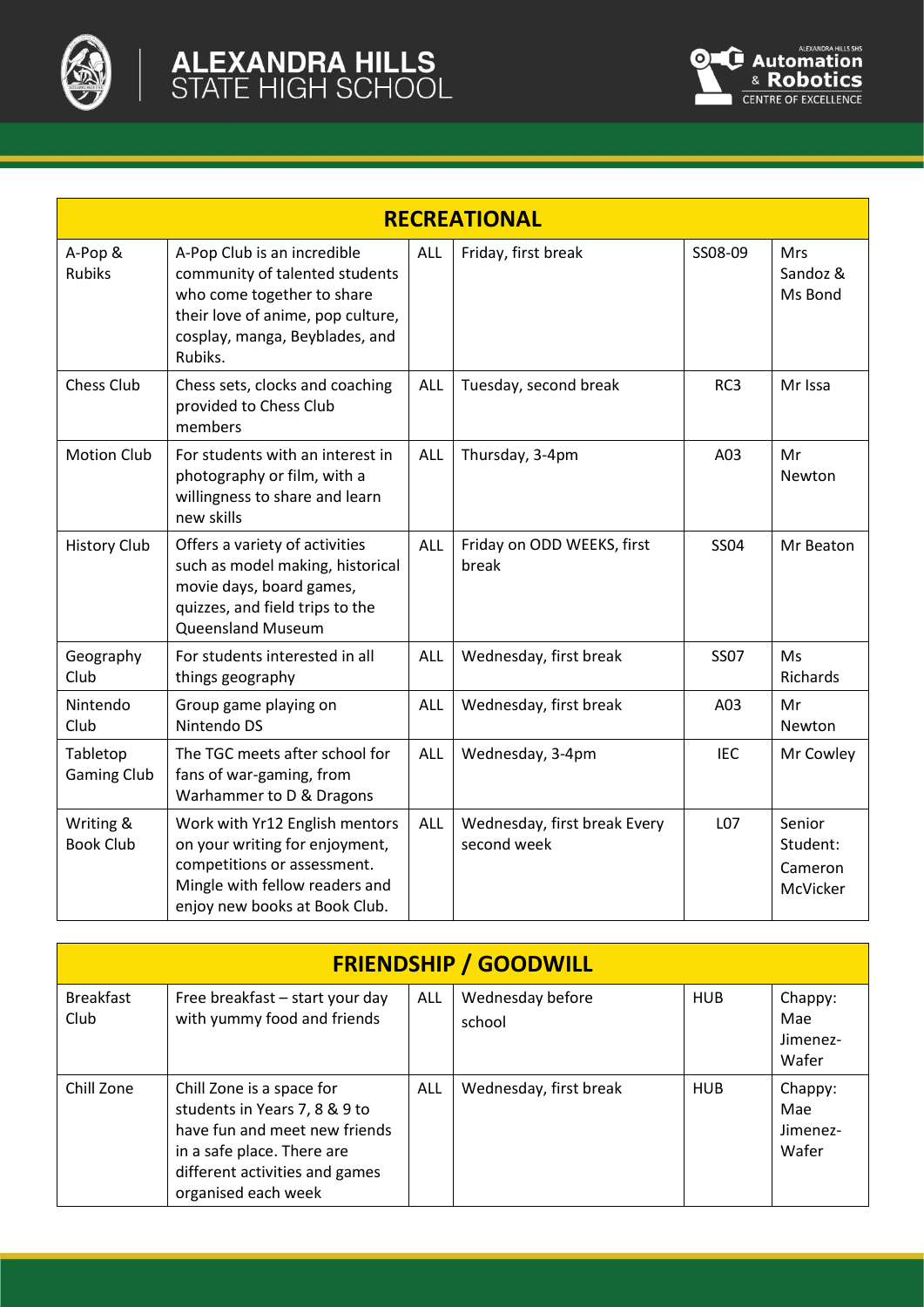| RECREATIONAL | | | | | |
|---|---|---|---|---|---|
| A-Pop & Rubiks | A-Pop Club is an incredible community of talented students who come together to share their love of anime, pop culture, cosplay, manga, Beyblades, and Rubiks. | ALL | Friday, first break | SS08-09 | Mrs Sandoz & Ms Bond |
| Chess Club | Chess sets, clocks and coaching provided to Chess Club members | ALL | Tuesday, second break | RC3 | Mr Issa |
| Motion Club | For students with an interest in photography or film, with a willingness to share and learn new skills | ALL | Thursday, 3-4pm | A03 | Mr Newton |
| History Club | Offers a variety of activities such as model making, historical movie days, board games, quizzes, and field trips to the Queensland Museum | ALL | Friday on ODD WEEKS, first break | SS04 | Mr Beaton |
| Geography Club | For students interested in all things geography | ALL | Wednesday, first break | SS07 | Ms Richards |
| Nintendo Club | Group game playing on Nintendo DS | ALL | Wednesday, first break | A03 | Mr Newton |
| Tabletop Gaming Club | The TGC meets after school for fans of war-gaming, from Warhammer to D & Dragons | ALL | Wednesday, 3-4pm | IEC | Mr Cowley |
| Writing & Book Club | Work with Yr12 English mentors on your writing for enjoyment, competitions or assessment. Mingle with fellow readers and enjoy new books at Book Club. | ALL | Wednesday, first break Every second week | L07 | Senior Student: Cameron McVicker |

| FRIENDSHIP / GOODWILL | | | | | |
|---|---|---|---|---|---|
| Breakfast Club | Free breakfast – start your day with yummy food and friends | ALL | Wednesday before school | HUB | Chappy: Mae Jimenez-Wafer |
| Chill Zone | Chill Zone is a space for students in Years 7, 8 & 9 to have fun and meet new friends in a safe place. There are different activities and games organised each week | ALL | Wednesday, first break | HUB | Chappy: Mae Jimenez-Wafer |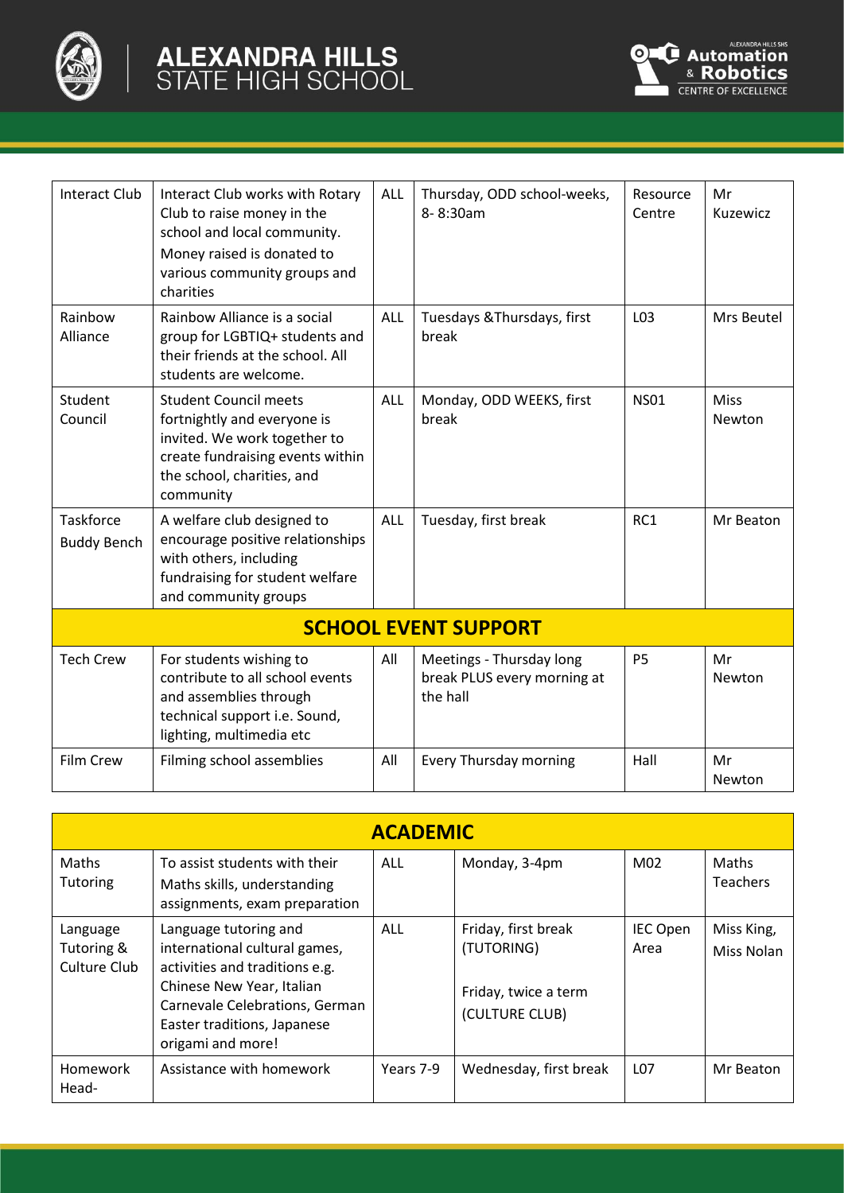| | | | | | |
|---|---|---|---|---|---|
| Interact Club | Interact Club works with Rotary Club to raise money in the school and local community. Money raised is donated to various community groups and charities | ALL | Thursday, ODD school-weeks, 8- 8:30am | Resource Centre | Mr Kuzewicz |
| Rainbow Alliance | Rainbow Alliance is a social group for LGBTIQ+ students and their friends at the school. All students are welcome. | ALL | Tuesdays &Thursdays, first break | L03 | Mrs Beutel |
| Student Council | Student Council meets fortnightly and everyone is invited. We work together to create fundraising events within the school, charities, and community | ALL | Monday, ODD WEEKS, first break | NS01 | Miss Newton |
| Taskforce Buddy Bench | A welfare club designed to encourage positive relationships with others, including fundraising for student welfare and community groups | ALL | Tuesday, first break | RC1 | Mr Beaton |
| **SCHOOL EVENT SUPPORT** | | | | | |
| Tech Crew | For students wishing to contribute to all school events and assemblies through technical support i.e. Sound, lighting, multimedia etc | All | Meetings - Thursday long break PLUS every morning at the hall | P5 | Mr Newton |
| Film Crew | Filming school assemblies | All | Every Thursday morning | Hall | Mr Newton |

| **ACADEMIC** | | | | | |
|---|---|---|---|---|---|
| Maths Tutoring | To assist students with their Maths skills, understanding assignments, exam preparation | ALL | Monday, 3-4pm | M02 | Maths Teachers |
| Language Tutoring & Culture Club | Language tutoring and international cultural games, activities and traditions e.g. Chinese New Year, Italian Carnevale Celebrations, German Easter traditions, Japanese origami and more! | ALL | Friday, first break (TUTORING)<br><br>Friday, twice a term (CULTURE CLUB) | IEC Open Area | Miss King, Miss Nolan |
| Homework Head- | Assistance with homework | Years 7-9 | Wednesday, first break | L07 | Mr Beaton |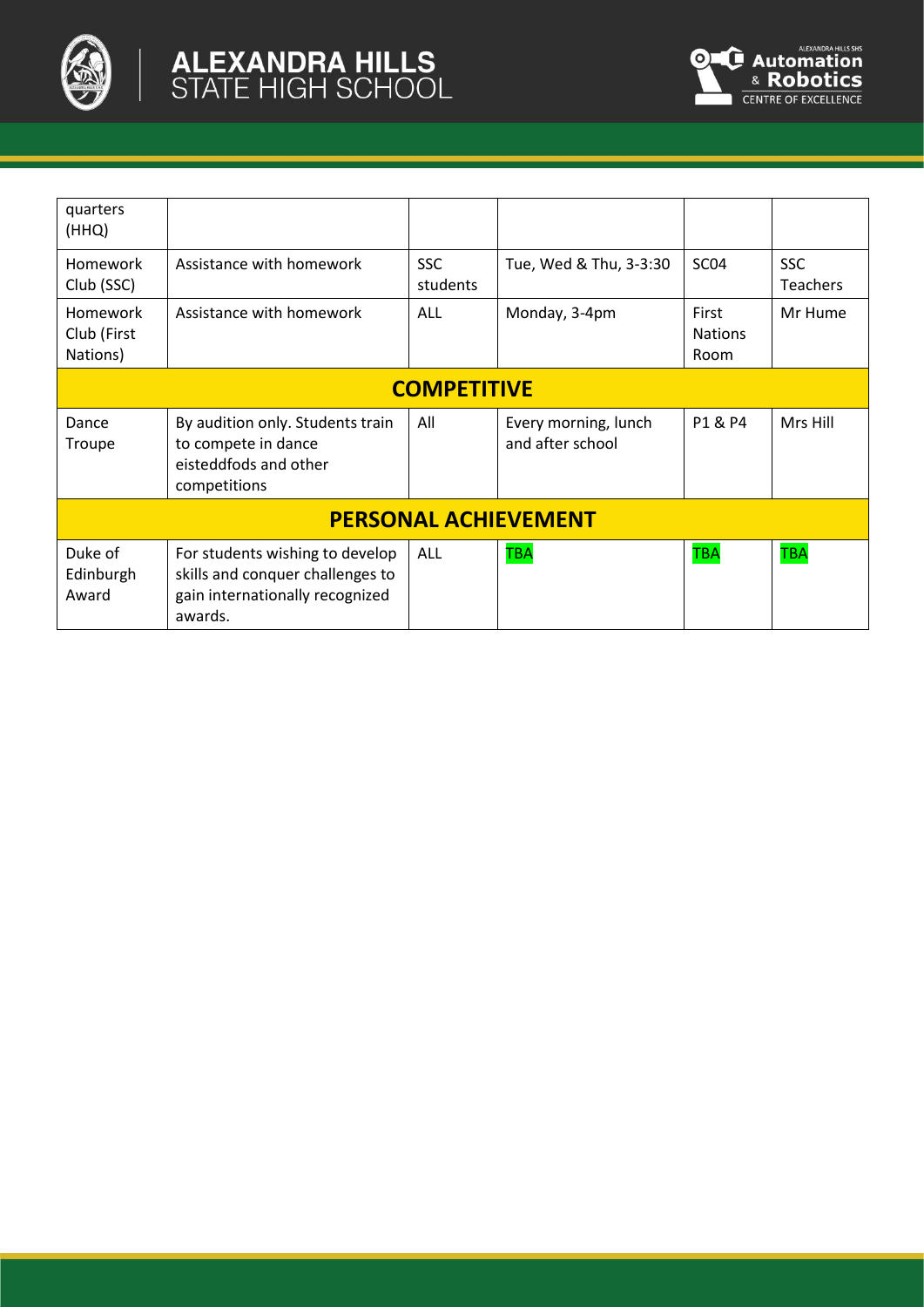| | | | | | |
|---|---|---|---|---|---|
| quarters (HHQ) | | | | | |
| Homework Club (SSC) | Assistance with homework | SSC students | Tue, Wed & Thu, 3-3:30 | SC04 | SSC Teachers |
| Homework Club (First Nations) | Assistance with homework | ALL | Monday, 3-4pm | First Nations Room | Mr Hume |
| **COMPETITIVE** | | | | | |
| Dance Troupe | By audition only. Students train to compete in dance eisteddfods and other competitions | All | Every morning, lunch and after school | P1 & P4 | Mrs Hill |
| **PERSONAL ACHIEVEMENT** | | | | | |
| Duke of Edinburgh Award | For students wishing to develop skills and conquer challenges to gain internationally recognized awards. | ALL | TBA | TBA | TBA |